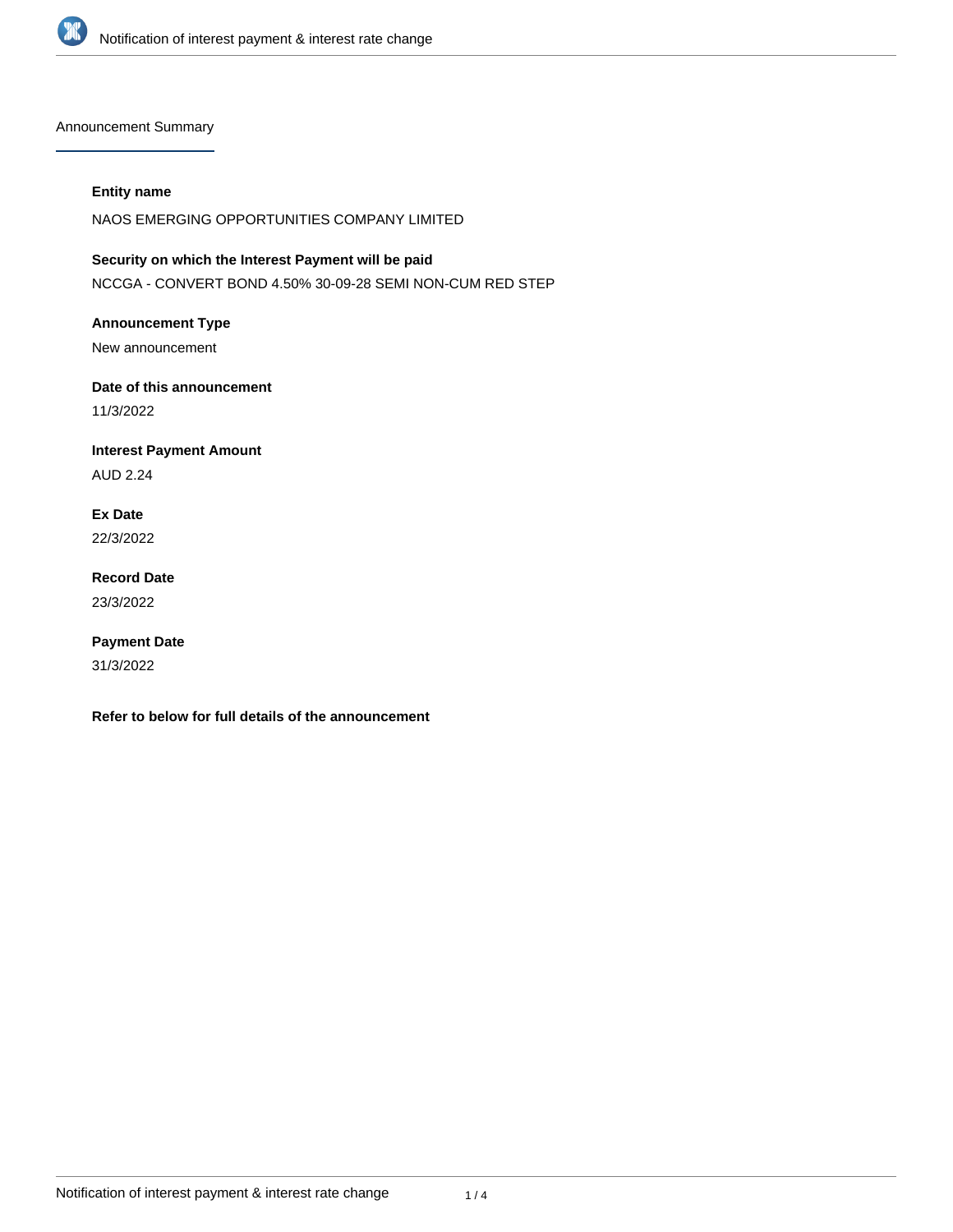## Announcement Summary

**Entity name**

NAOS EMERGING OPPORTUNITIES COMPANY LIMITED

**Security on which the Interest Payment will be paid**

NCCGA - CONVERT BOND 4.50% 30-09-28 SEMI NON-CUM RED STEP

**Announcement Type**

New announcement

**Date of this announcement**

11/3/2022

**Interest Payment Amount**

AUD 2.24

**Ex Date**

22/3/2022

**Record Date**

23/3/2022

**Payment Date**

31/3/2022

**Refer to below for full details of the announcement**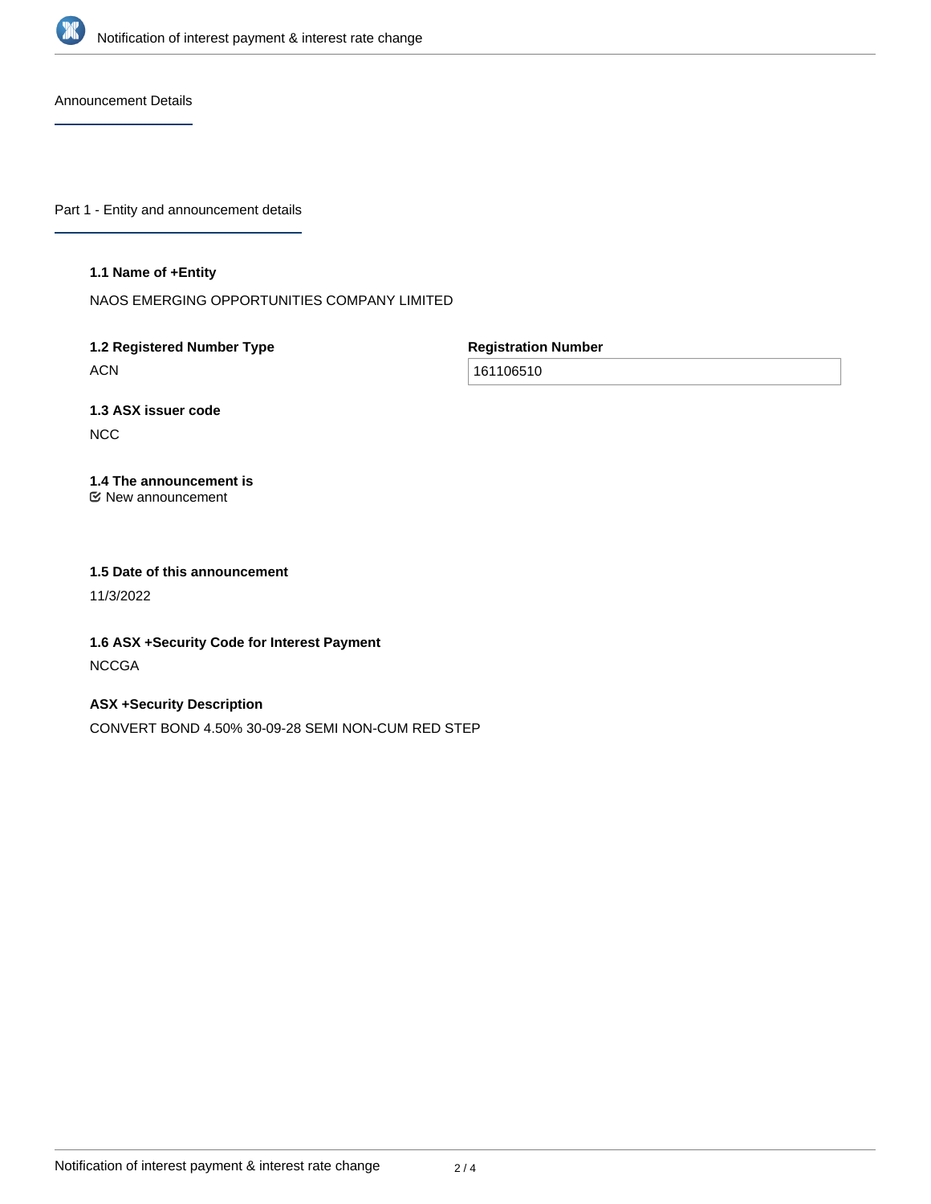Announcement Details

## Part 1 - Entity and announcement details

**1.1 Name of +Entity**

NAOS EMERGING OPPORTUNITIES COMPANY LIMITED

**1.2 Registered Number Type**

ACN

**Registration Number**

161106510

**1.3 ASX issuer code**

NCC

**1.4 The announcement is**

☑ New announcement

**1.5 Date of this announcement**

11/3/2022

**1.6 ASX +Security Code for Interest Payment**

NCCGA

**ASX +Security Description**

CONVERT BOND 4.50% 30-09-28 SEMI NON-CUM RED STEP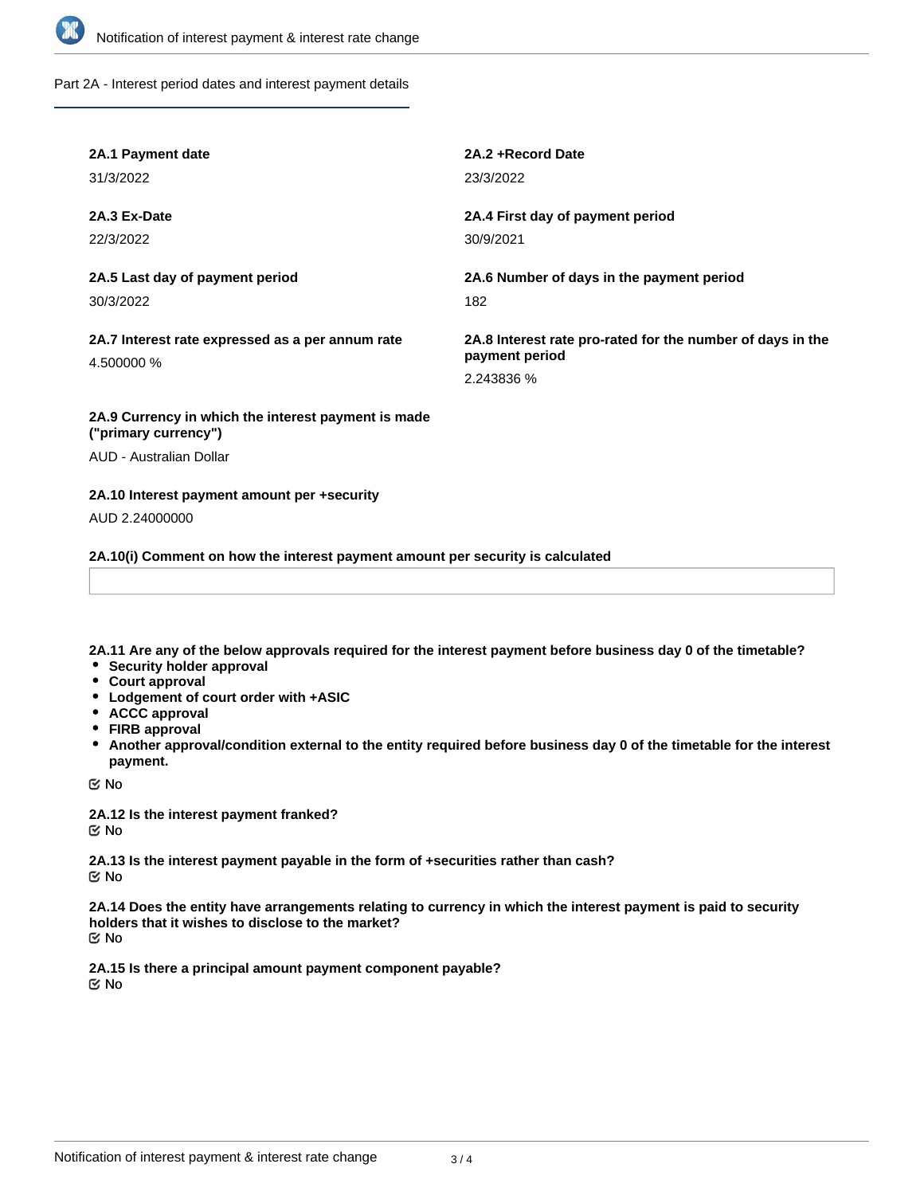## Part 2A - Interest period dates and interest payment details

**2A.1 Payment date**

31/3/2022

**2A.2 +Record Date**

23/3/2022

**2A.3 Ex-Date**

22/3/2022

**2A.4 First day of payment period**

30/9/2021

**2A.5 Last day of payment period**

30/3/2022

**2A.6 Number of days in the payment period**

182

**2A.7 Interest rate expressed as a per annum rate**

4.500000 %

**2A.8 Interest rate pro-rated for the number of days in the payment period**

2.243836 %

**2A.9 Currency in which the interest payment is made ("primary currency")**

AUD - Australian Dollar

**2A.10 Interest payment amount per +security**

AUD 2.24000000

**2A.10(i) Comment on how the interest payment amount per security is calculated**

**2A.11 Are any of the below approvals required for the interest payment before business day 0 of the timetable?**

- **Security holder approval**
- **Court approval**
- **Lodgement of court order with +ASIC**
- **ACCC approval**
- **FIRB approval**
- **Another approval/condition external to the entity required before business day 0 of the timetable for the interest payment.**

No

**2A.12 Is the interest payment franked?**

No

**2A.13 Is the interest payment payable in the form of +securities rather than cash?**

No

**2A.14 Does the entity have arrangements relating to currency in which the interest payment is paid to security holders that it wishes to disclose to the market?**

No

**2A.15 Is there a principal amount payment component payable?**

No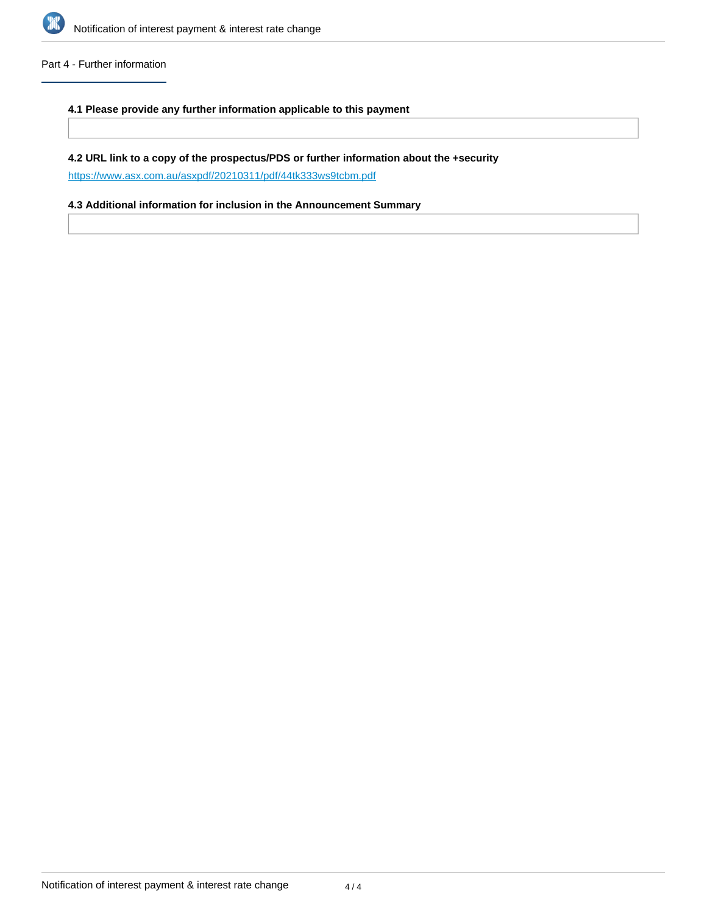## Part 4 - Further information

**4.1 Please provide any further information applicable to this payment**

**4.2 URL link to a copy of the prospectus/PDS or further information about the +security**

https://www.asx.com.au/asxpdf/20210311/pdf/44tk333ws9tcbm.pdf

**4.3 Additional information for inclusion in the Announcement Summary**